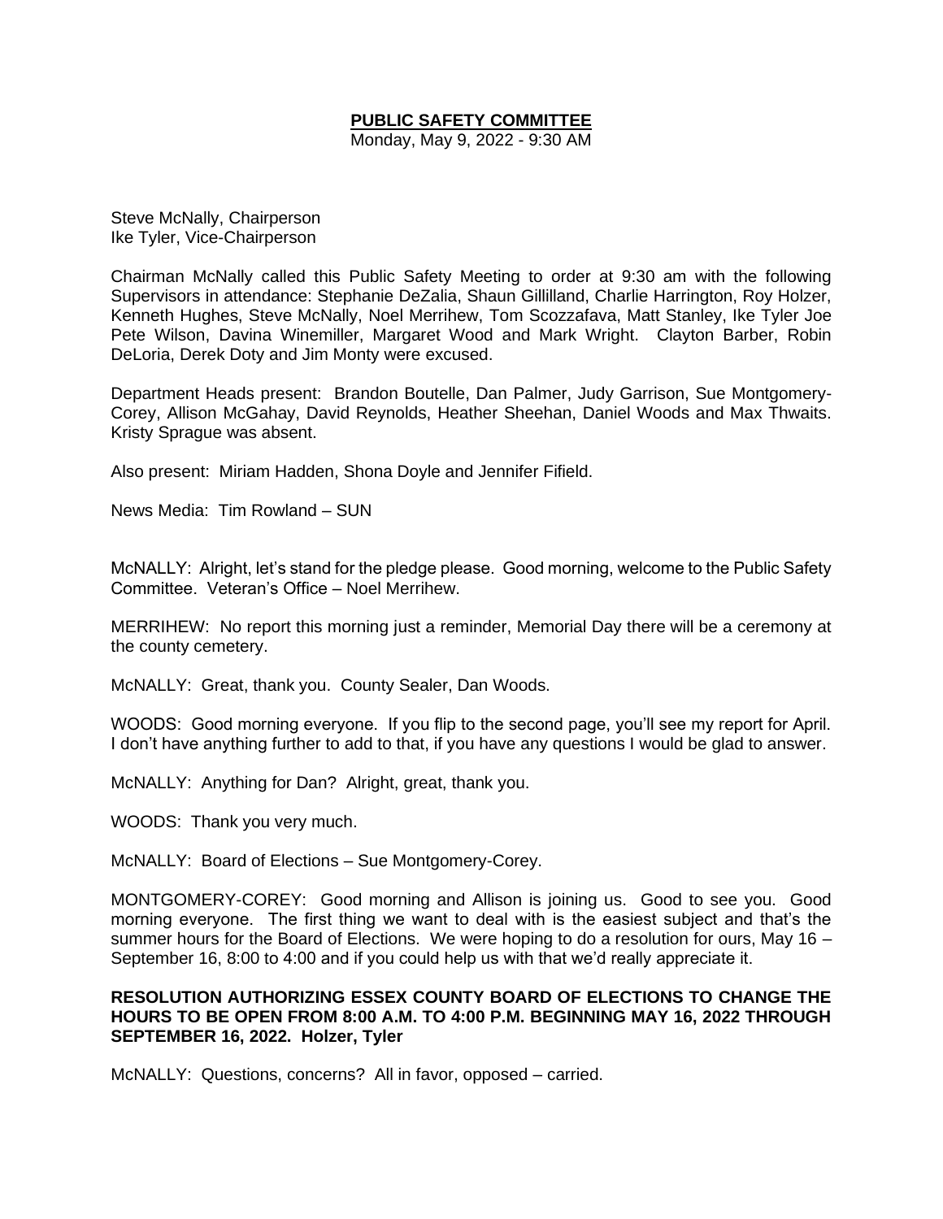# PUBLIC SAFETY COMMITTEE

Monday, May 9, 2022 - 9:30 AM

Steve McNally, Chairperson
Ike Tyler, Vice-Chairperson

Chairman McNally called this Public Safety Meeting to order at 9:30 am with the following Supervisors in attendance: Stephanie DeZalia, Shaun Gillilland, Charlie Harrington, Roy Holzer, Kenneth Hughes, Steve McNally, Noel Merrihew, Tom Scozzafava, Matt Stanley, Ike Tyler Joe Pete Wilson, Davina Winemiller, Margaret Wood and Mark Wright. Clayton Barber, Robin DeLoria, Derek Doty and Jim Monty were excused.

Department Heads present: Brandon Boutelle, Dan Palmer, Judy Garrison, Sue Montgomery-Corey, Allison McGahay, David Reynolds, Heather Sheehan, Daniel Woods and Max Thwaits. Kristy Sprague was absent.

Also present: Miriam Hadden, Shona Doyle and Jennifer Fifield.

News Media: Tim Rowland – SUN

McNALLY: Alright, let's stand for the pledge please. Good morning, welcome to the Public Safety Committee. Veteran's Office – Noel Merrihew.

MERRIHEW: No report this morning just a reminder, Memorial Day there will be a ceremony at the county cemetery.

McNALLY: Great, thank you. County Sealer, Dan Woods.

WOODS: Good morning everyone. If you flip to the second page, you'll see my report for April. I don't have anything further to add to that, if you have any questions I would be glad to answer.

McNALLY: Anything for Dan? Alright, great, thank you.

WOODS: Thank you very much.

McNALLY: Board of Elections – Sue Montgomery-Corey.

MONTGOMERY-COREY: Good morning and Allison is joining us. Good to see you. Good morning everyone. The first thing we want to deal with is the easiest subject and that's the summer hours for the Board of Elections. We were hoping to do a resolution for ours, May 16 – September 16, 8:00 to 4:00 and if you could help us with that we'd really appreciate it.

**RESOLUTION AUTHORIZING ESSEX COUNTY BOARD OF ELECTIONS TO CHANGE THE HOURS TO BE OPEN FROM 8:00 A.M. TO 4:00 P.M. BEGINNING MAY 16, 2022 THROUGH SEPTEMBER 16, 2022. Holzer, Tyler**

McNALLY: Questions, concerns? All in favor, opposed – carried.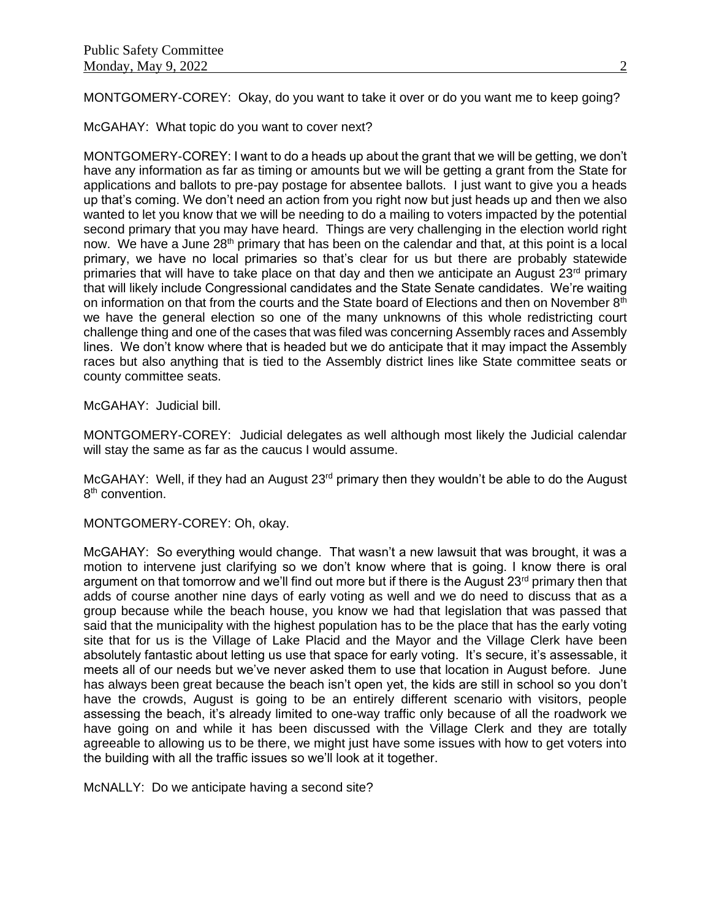MONTGOMERY-COREY: Okay, do you want to take it over or do you want me to keep going?

McGAHAY: What topic do you want to cover next?

MONTGOMERY-COREY: I want to do a heads up about the grant that we will be getting, we don't have any information as far as timing or amounts but we will be getting a grant from the State for applications and ballots to pre-pay postage for absentee ballots. I just want to give you a heads up that's coming. We don't need an action from you right now but just heads up and then we also wanted to let you know that we will be needing to do a mailing to voters impacted by the potential second primary that you may have heard. Things are very challenging in the election world right now. We have a June 28th primary that has been on the calendar and that, at this point is a local primary, we have no local primaries so that's clear for us but there are probably statewide primaries that will have to take place on that day and then we anticipate an August 23rd primary that will likely include Congressional candidates and the State Senate candidates. We're waiting on information on that from the courts and the State board of Elections and then on November 8th we have the general election so one of the many unknowns of this whole redistricting court challenge thing and one of the cases that was filed was concerning Assembly races and Assembly lines. We don't know where that is headed but we do anticipate that it may impact the Assembly races but also anything that is tied to the Assembly district lines like State committee seats or county committee seats.

McGAHAY: Judicial bill.

MONTGOMERY-COREY: Judicial delegates as well although most likely the Judicial calendar will stay the same as far as the caucus I would assume.

McGAHAY: Well, if they had an August 23rd primary then they wouldn't be able to do the August 8th convention.

MONTGOMERY-COREY: Oh, okay.

McGAHAY: So everything would change. That wasn't a new lawsuit that was brought, it was a motion to intervene just clarifying so we don't know where that is going. I know there is oral argument on that tomorrow and we'll find out more but if there is the August 23rd primary then that adds of course another nine days of early voting as well and we do need to discuss that as a group because while the beach house, you know we had that legislation that was passed that said that the municipality with the highest population has to be the place that has the early voting site that for us is the Village of Lake Placid and the Mayor and the Village Clerk have been absolutely fantastic about letting us use that space for early voting. It's secure, it's assessable, it meets all of our needs but we've never asked them to use that location in August before. June has always been great because the beach isn't open yet, the kids are still in school so you don't have the crowds, August is going to be an entirely different scenario with visitors, people assessing the beach, it's already limited to one-way traffic only because of all the roadwork we have going on and while it has been discussed with the Village Clerk and they are totally agreeable to allowing us to be there, we might just have some issues with how to get voters into the building with all the traffic issues so we'll look at it together.

McNALLY: Do we anticipate having a second site?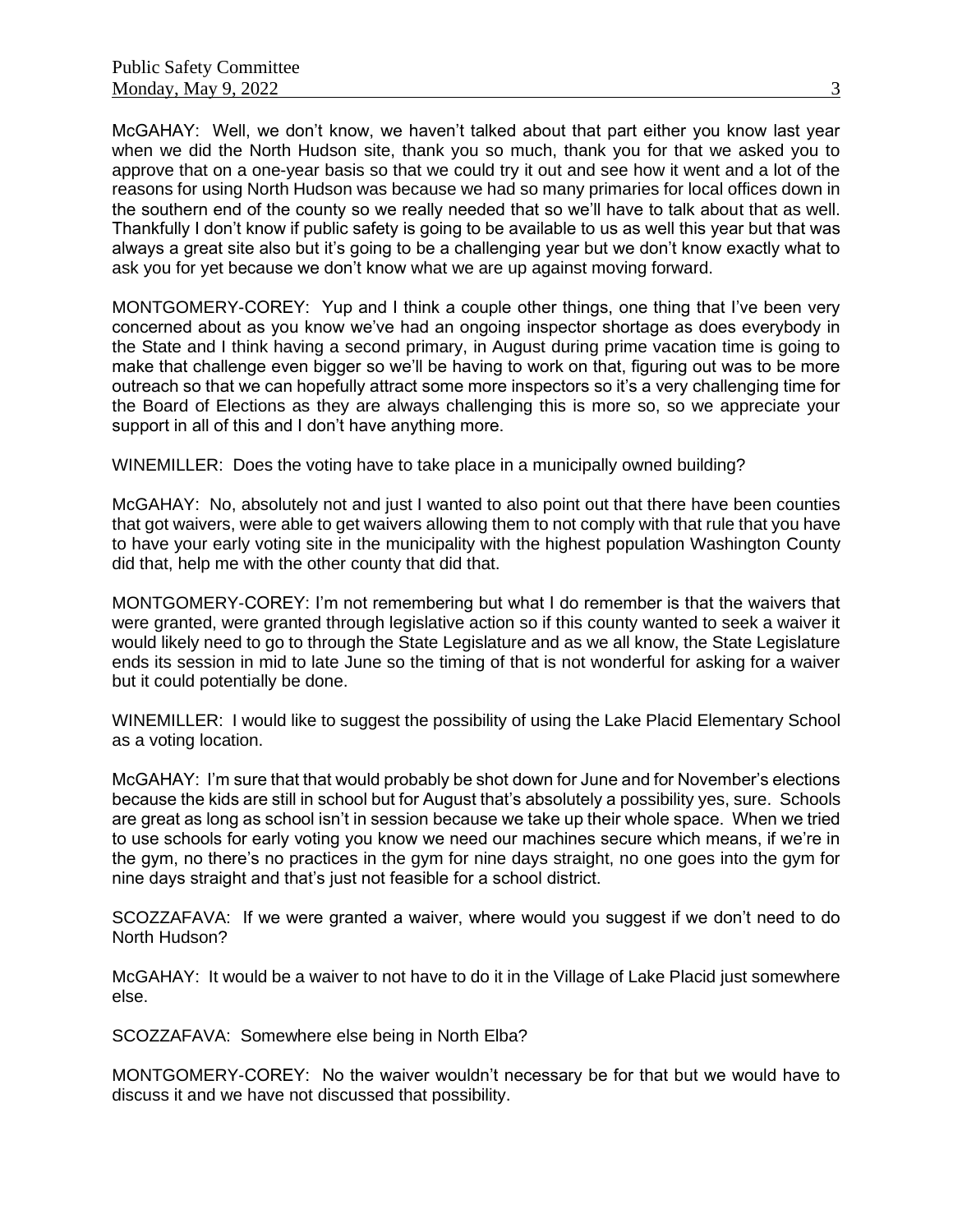McGAHAY: Well, we don't know, we haven't talked about that part either you know last year when we did the North Hudson site, thank you so much, thank you for that we asked you to approve that on a one-year basis so that we could try it out and see how it went and a lot of the reasons for using North Hudson was because we had so many primaries for local offices down in the southern end of the county so we really needed that so we'll have to talk about that as well. Thankfully I don't know if public safety is going to be available to us as well this year but that was always a great site also but it's going to be a challenging year but we don't know exactly what to ask you for yet because we don't know what we are up against moving forward.

MONTGOMERY-COREY: Yup and I think a couple other things, one thing that I've been very concerned about as you know we've had an ongoing inspector shortage as does everybody in the State and I think having a second primary, in August during prime vacation time is going to make that challenge even bigger so we'll be having to work on that, figuring out was to be more outreach so that we can hopefully attract some more inspectors so it's a very challenging time for the Board of Elections as they are always challenging this is more so, so we appreciate your support in all of this and I don't have anything more.

WINEMILLER: Does the voting have to take place in a municipally owned building?

McGAHAY: No, absolutely not and just I wanted to also point out that there have been counties that got waivers, were able to get waivers allowing them to not comply with that rule that you have to have your early voting site in the municipality with the highest population Washington County did that, help me with the other county that did that.

MONTGOMERY-COREY: I'm not remembering but what I do remember is that the waivers that were granted, were granted through legislative action so if this county wanted to seek a waiver it would likely need to go to through the State Legislature and as we all know, the State Legislature ends its session in mid to late June so the timing of that is not wonderful for asking for a waiver but it could potentially be done.

WINEMILLER: I would like to suggest the possibility of using the Lake Placid Elementary School as a voting location.

McGAHAY: I'm sure that that would probably be shot down for June and for November's elections because the kids are still in school but for August that's absolutely a possibility yes, sure. Schools are great as long as school isn't in session because we take up their whole space. When we tried to use schools for early voting you know we need our machines secure which means, if we're in the gym, no there's no practices in the gym for nine days straight, no one goes into the gym for nine days straight and that's just not feasible for a school district.

SCOZZAFAVA: If we were granted a waiver, where would you suggest if we don't need to do North Hudson?

McGAHAY: It would be a waiver to not have to do it in the Village of Lake Placid just somewhere else.

SCOZZAFAVA: Somewhere else being in North Elba?

MONTGOMERY-COREY: No the waiver wouldn't necessary be for that but we would have to discuss it and we have not discussed that possibility.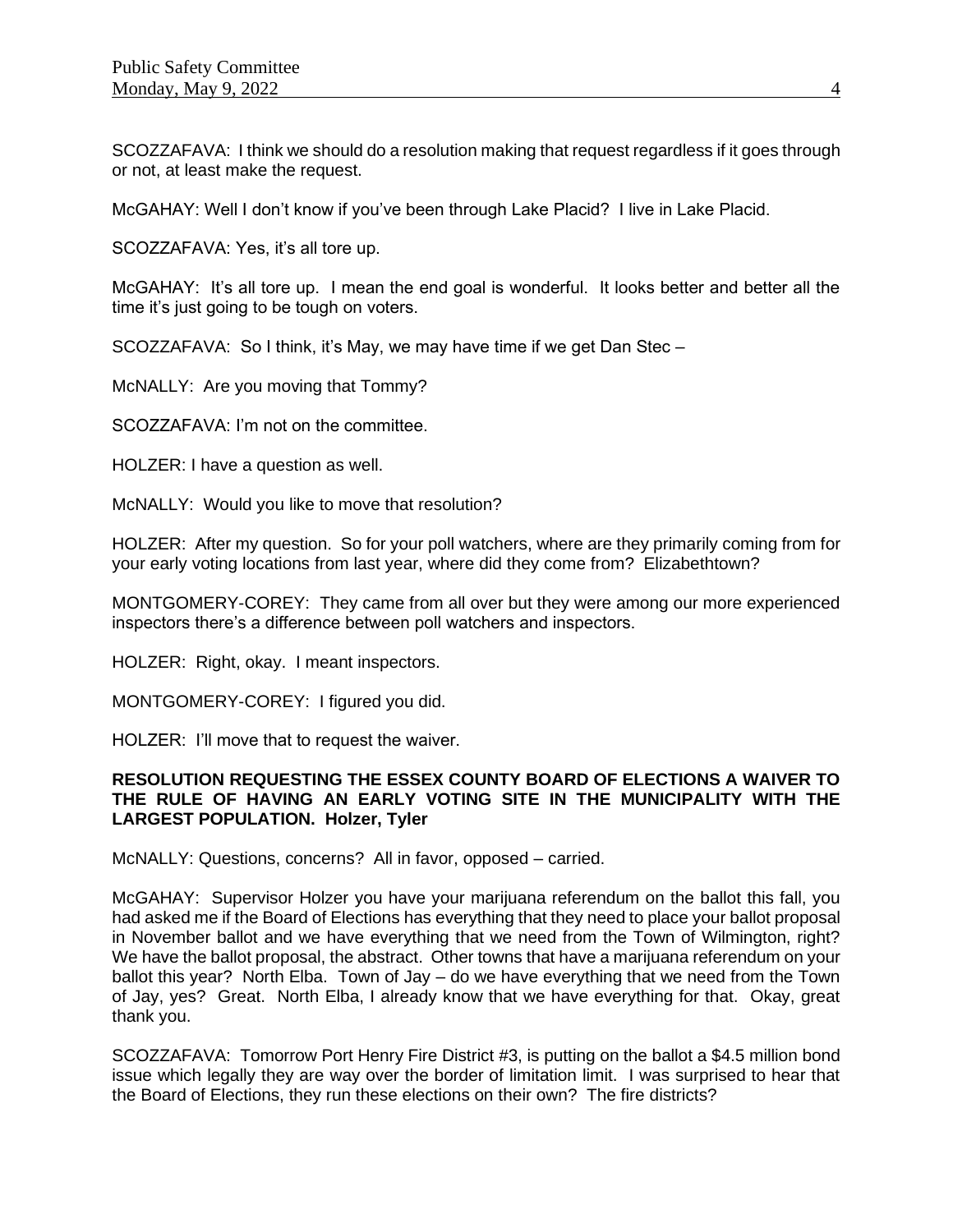SCOZZAFAVA: I think we should do a resolution making that request regardless if it goes through or not, at least make the request.

McGAHAY: Well I don't know if you've been through Lake Placid? I live in Lake Placid.

SCOZZAFAVA: Yes, it's all tore up.

McGAHAY: It's all tore up. I mean the end goal is wonderful. It looks better and better all the time it's just going to be tough on voters.

SCOZZAFAVA: So I think, it's May, we may have time if we get Dan Stec –

McNALLY: Are you moving that Tommy?

SCOZZAFAVA: I'm not on the committee.

HOLZER: I have a question as well.

McNALLY: Would you like to move that resolution?

HOLZER: After my question. So for your poll watchers, where are they primarily coming from for your early voting locations from last year, where did they come from? Elizabethtown?

MONTGOMERY-COREY: They came from all over but they were among our more experienced inspectors there's a difference between poll watchers and inspectors.

HOLZER: Right, okay. I meant inspectors.

MONTGOMERY-COREY: I figured you did.

HOLZER: I'll move that to request the waiver.

**RESOLUTION REQUESTING THE ESSEX COUNTY BOARD OF ELECTIONS A WAIVER TO THE RULE OF HAVING AN EARLY VOTING SITE IN THE MUNICIPALITY WITH THE LARGEST POPULATION. Holzer, Tyler**

McNALLY: Questions, concerns? All in favor, opposed – carried.

McGAHAY: Supervisor Holzer you have your marijuana referendum on the ballot this fall, you had asked me if the Board of Elections has everything that they need to place your ballot proposal in November ballot and we have everything that we need from the Town of Wilmington, right? We have the ballot proposal, the abstract. Other towns that have a marijuana referendum on your ballot this year? North Elba. Town of Jay – do we have everything that we need from the Town of Jay, yes? Great. North Elba, I already know that we have everything for that. Okay, great thank you.

SCOZZAFAVA: Tomorrow Port Henry Fire District #3, is putting on the ballot a $4.5 million bond issue which legally they are way over the border of limitation limit. I was surprised to hear that the Board of Elections, they run these elections on their own? The fire districts?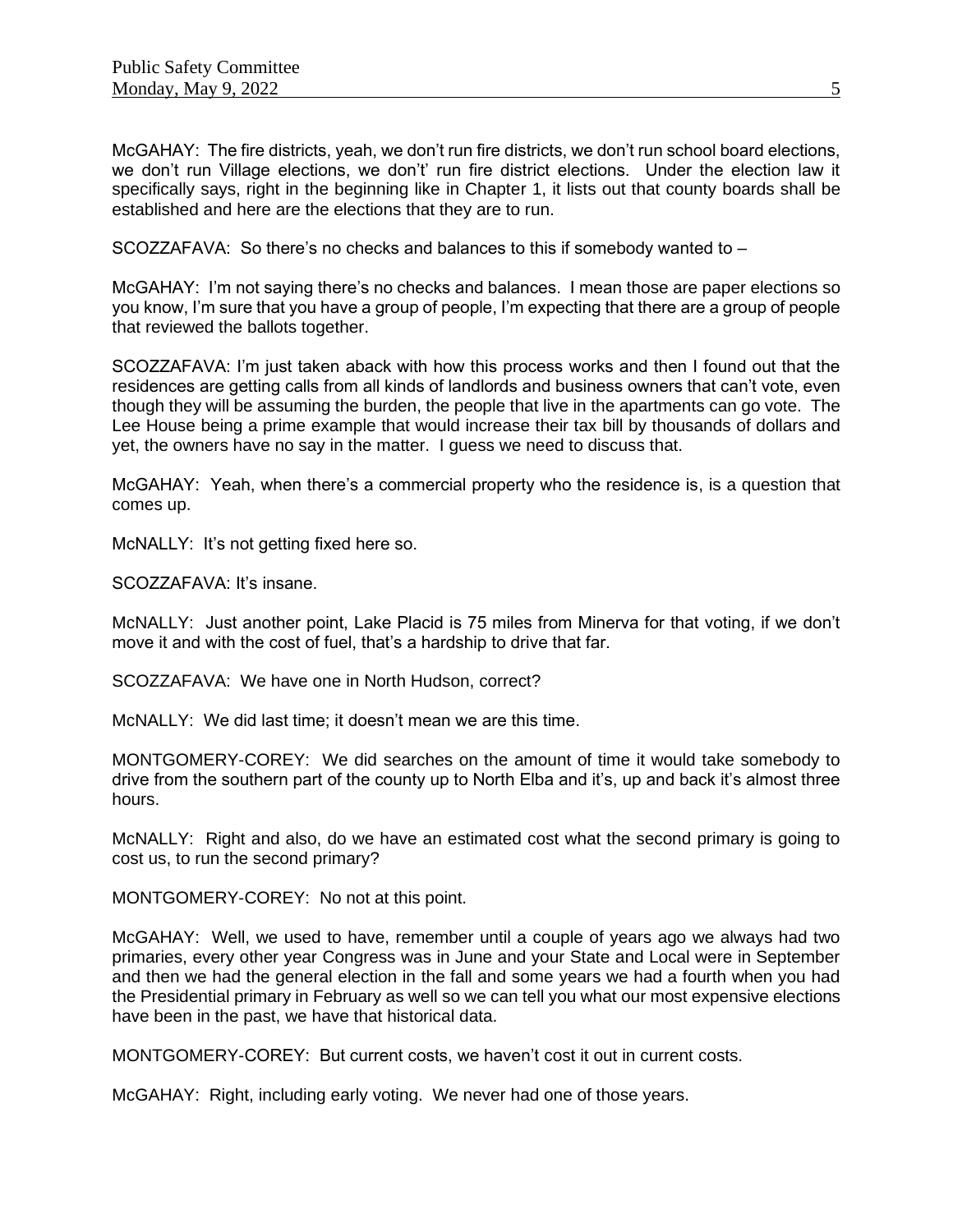McGAHAY: The fire districts, yeah, we don't run fire districts, we don't run school board elections, we don't run Village elections, we don't' run fire district elections. Under the election law it specifically says, right in the beginning like in Chapter 1, it lists out that county boards shall be established and here are the elections that they are to run.

SCOZZAFAVA: So there's no checks and balances to this if somebody wanted to –

McGAHAY: I'm not saying there's no checks and balances. I mean those are paper elections so you know, I'm sure that you have a group of people, I'm expecting that there are a group of people that reviewed the ballots together.

SCOZZAFAVA: I'm just taken aback with how this process works and then I found out that the residences are getting calls from all kinds of landlords and business owners that can't vote, even though they will be assuming the burden, the people that live in the apartments can go vote. The Lee House being a prime example that would increase their tax bill by thousands of dollars and yet, the owners have no say in the matter. I guess we need to discuss that.

McGAHAY: Yeah, when there's a commercial property who the residence is, is a question that comes up.

McNALLY: It's not getting fixed here so.

SCOZZAFAVA: It's insane.

McNALLY: Just another point, Lake Placid is 75 miles from Minerva for that voting, if we don't move it and with the cost of fuel, that's a hardship to drive that far.

SCOZZAFAVA: We have one in North Hudson, correct?

McNALLY: We did last time; it doesn't mean we are this time.

MONTGOMERY-COREY: We did searches on the amount of time it would take somebody to drive from the southern part of the county up to North Elba and it's, up and back it's almost three hours.

McNALLY: Right and also, do we have an estimated cost what the second primary is going to cost us, to run the second primary?

MONTGOMERY-COREY: No not at this point.

McGAHAY: Well, we used to have, remember until a couple of years ago we always had two primaries, every other year Congress was in June and your State and Local were in September and then we had the general election in the fall and some years we had a fourth when you had the Presidential primary in February as well so we can tell you what our most expensive elections have been in the past, we have that historical data.

MONTGOMERY-COREY: But current costs, we haven't cost it out in current costs.

McGAHAY: Right, including early voting. We never had one of those years.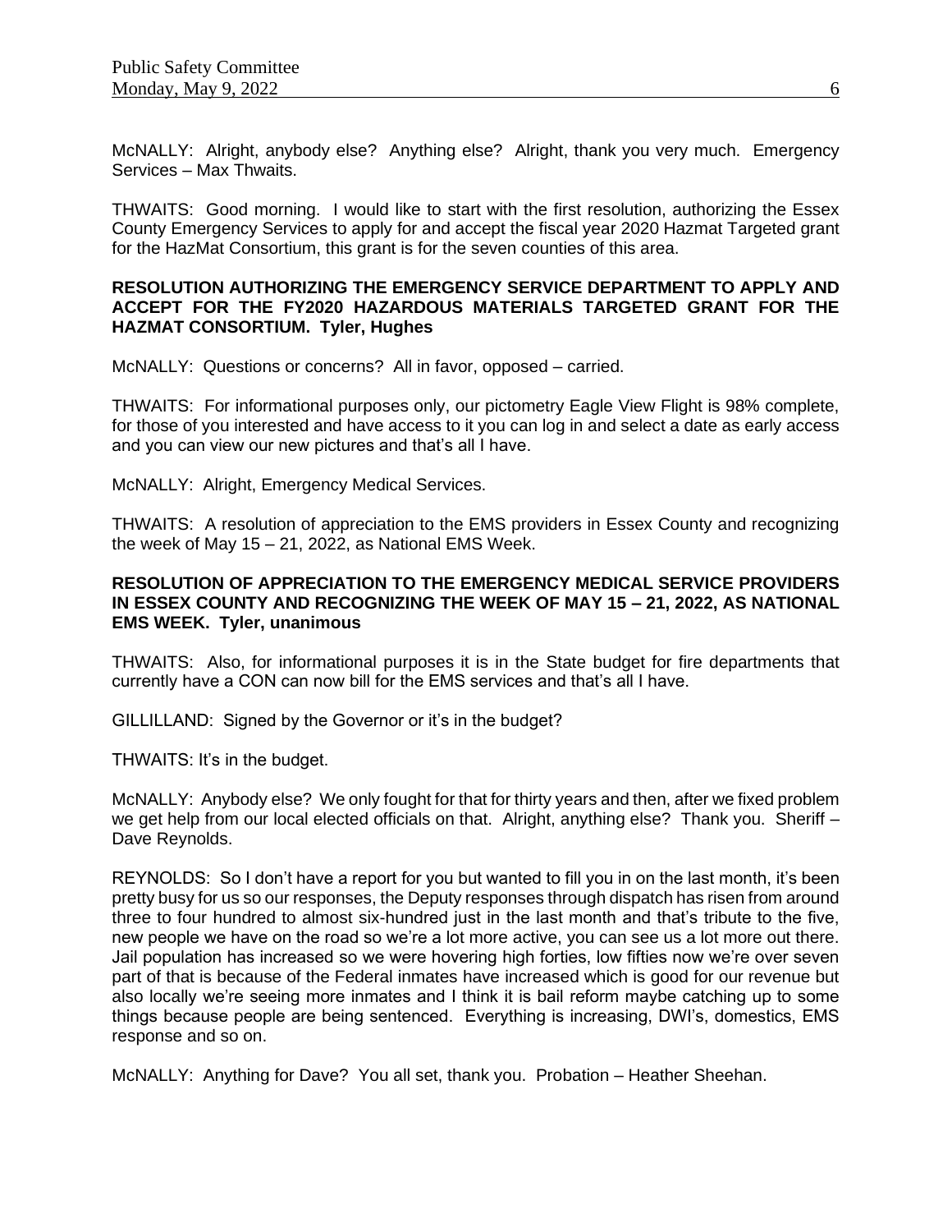McNALLY: Alright, anybody else? Anything else? Alright, thank you very much. Emergency Services – Max Thwaits.

THWAITS: Good morning. I would like to start with the first resolution, authorizing the Essex County Emergency Services to apply for and accept the fiscal year 2020 Hazmat Targeted grant for the HazMat Consortium, this grant is for the seven counties of this area.

**RESOLUTION AUTHORIZING THE EMERGENCY SERVICE DEPARTMENT TO APPLY AND ACCEPT FOR THE FY2020 HAZARDOUS MATERIALS TARGETED GRANT FOR THE HAZMAT CONSORTIUM. Tyler, Hughes**

McNALLY: Questions or concerns? All in favor, opposed – carried.

THWAITS: For informational purposes only, our pictometry Eagle View Flight is 98% complete, for those of you interested and have access to it you can log in and select a date as early access and you can view our new pictures and that's all I have.

McNALLY: Alright, Emergency Medical Services.

THWAITS: A resolution of appreciation to the EMS providers in Essex County and recognizing the week of May 15 – 21, 2022, as National EMS Week.

**RESOLUTION OF APPRECIATION TO THE EMERGENCY MEDICAL SERVICE PROVIDERS IN ESSEX COUNTY AND RECOGNIZING THE WEEK OF MAY 15 – 21, 2022, AS NATIONAL EMS WEEK. Tyler, unanimous**

THWAITS: Also, for informational purposes it is in the State budget for fire departments that currently have a CON can now bill for the EMS services and that's all I have.

GILLILLAND: Signed by the Governor or it's in the budget?

THWAITS: It's in the budget.

McNALLY: Anybody else? We only fought for that for thirty years and then, after we fixed problem we get help from our local elected officials on that. Alright, anything else? Thank you. Sheriff – Dave Reynolds.

REYNOLDS: So I don't have a report for you but wanted to fill you in on the last month, it's been pretty busy for us so our responses, the Deputy responses through dispatch has risen from around three to four hundred to almost six-hundred just in the last month and that's tribute to the five, new people we have on the road so we're a lot more active, you can see us a lot more out there. Jail population has increased so we were hovering high forties, low fifties now we're over seven part of that is because of the Federal inmates have increased which is good for our revenue but also locally we're seeing more inmates and I think it is bail reform maybe catching up to some things because people are being sentenced. Everything is increasing, DWI's, domestics, EMS response and so on.

McNALLY: Anything for Dave? You all set, thank you. Probation – Heather Sheehan.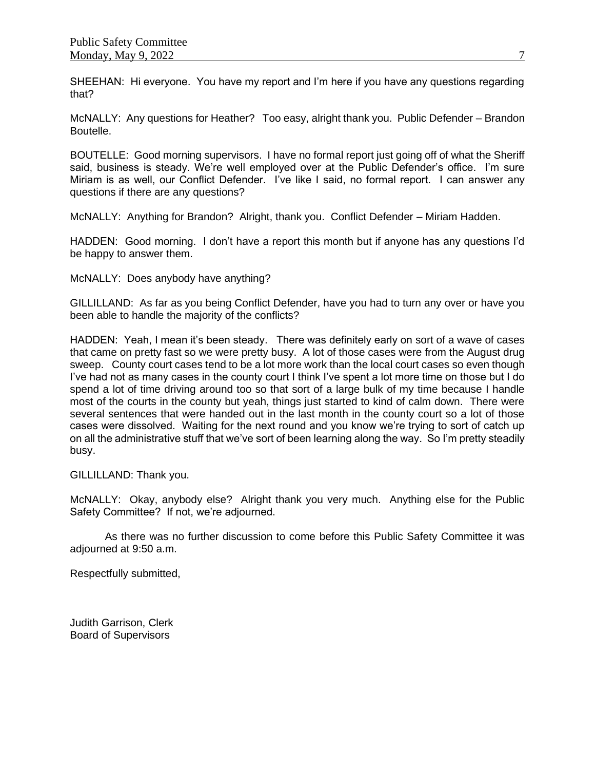SHEEHAN: Hi everyone. You have my report and I'm here if you have any questions regarding that?

McNALLY: Any questions for Heather? Too easy, alright thank you. Public Defender – Brandon Boutelle.

BOUTELLE: Good morning supervisors. I have no formal report just going off of what the Sheriff said, business is steady. We're well employed over at the Public Defender's office. I'm sure Miriam is as well, our Conflict Defender. I've like I said, no formal report. I can answer any questions if there are any questions?

McNALLY: Anything for Brandon? Alright, thank you. Conflict Defender – Miriam Hadden.

HADDEN: Good morning. I don't have a report this month but if anyone has any questions I'd be happy to answer them.

McNALLY: Does anybody have anything?

GILLILLAND: As far as you being Conflict Defender, have you had to turn any over or have you been able to handle the majority of the conflicts?

HADDEN: Yeah, I mean it's been steady. There was definitely early on sort of a wave of cases that came on pretty fast so we were pretty busy. A lot of those cases were from the August drug sweep. County court cases tend to be a lot more work than the local court cases so even though I've had not as many cases in the county court I think I've spent a lot more time on those but I do spend a lot of time driving around too so that sort of a large bulk of my time because I handle most of the courts in the county but yeah, things just started to kind of calm down. There were several sentences that were handed out in the last month in the county court so a lot of those cases were dissolved. Waiting for the next round and you know we're trying to sort of catch up on all the administrative stuff that we've sort of been learning along the way. So I'm pretty steadily busy.

GILLILLAND: Thank you.

McNALLY: Okay, anybody else? Alright thank you very much. Anything else for the Public Safety Committee? If not, we're adjourned.

As there was no further discussion to come before this Public Safety Committee it was adjourned at 9:50 a.m.

Respectfully submitted,

Judith Garrison, Clerk
Board of Supervisors